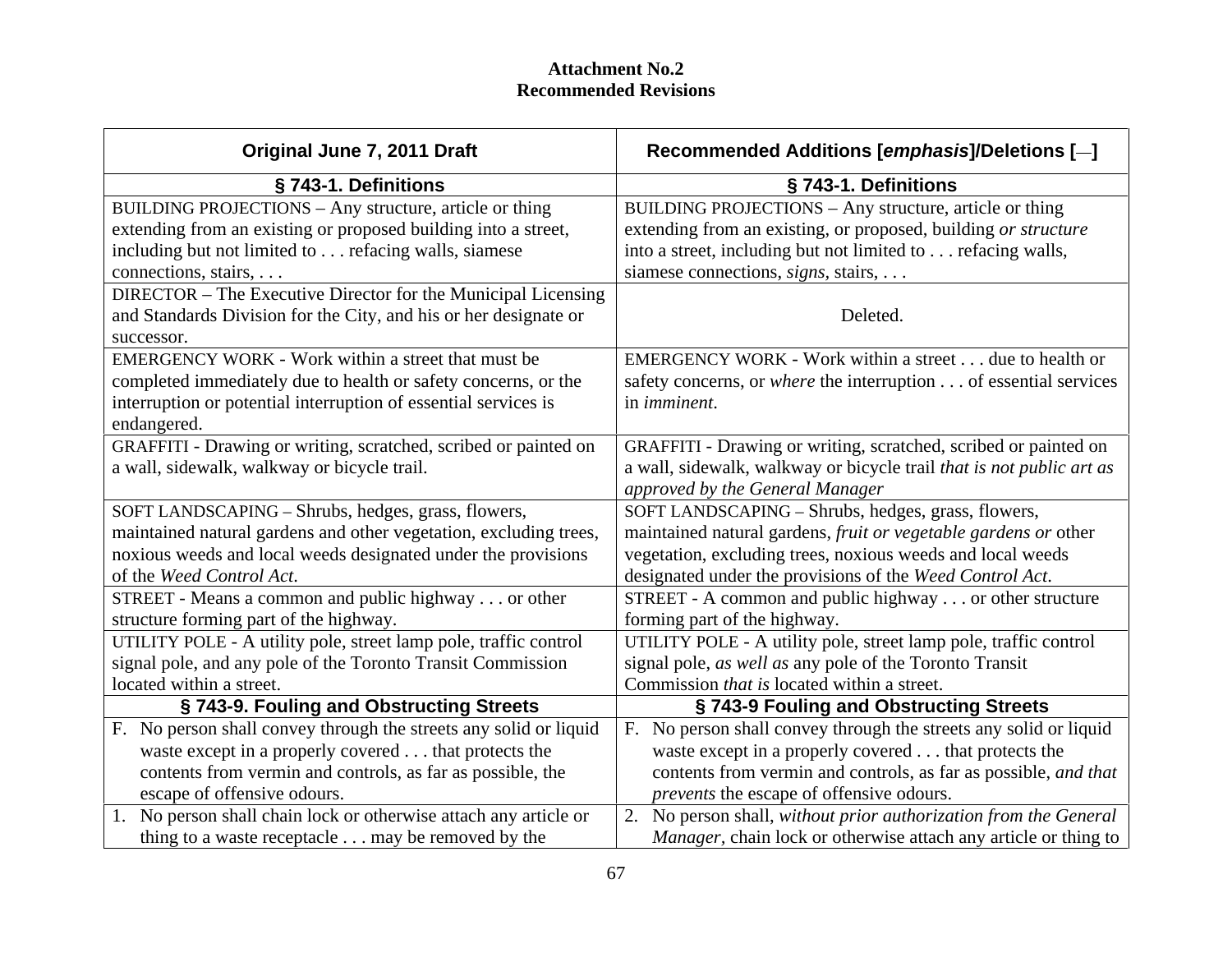**Attachment No.2**
**Recommended Revisions**

| Original June 7, 2011 Draft | Recommended Additions [*emphasis*]/Deletions [—] |
|---|---|
| **§ 743-1. Definitions** | **§ 743-1. Definitions** |
| BUILDING PROJECTIONS – Any structure, article or thing extending from an existing or proposed building into a street, including but not limited to . . . refacing walls, siamese connections, stairs, . . . | BUILDING PROJECTIONS – Any structure, article or thing extending from an existing, or proposed, building *or structure* into a street, including but not limited to . . . refacing walls, siamese connections, *signs*, stairs, . . . |
| DIRECTOR – The Executive Director for the Municipal Licensing and Standards Division for the City, and his or her designate or successor. | Deleted. |
| EMERGENCY WORK - Work within a street that must be completed immediately due to health or safety concerns, or the interruption or potential interruption of essential services is endangered. | EMERGENCY WORK - Work within a street . . . due to health or safety concerns, or *where* the interruption . . . of essential services in *imminent*. |
| GRAFFITI - Drawing or writing, scratched, scribed or painted on a wall, sidewalk, walkway or bicycle trail. | GRAFFITI - Drawing or writing, scratched, scribed or painted on a wall, sidewalk, walkway or bicycle trail *that is not public art as approved by the General Manager* |
| SOFT LANDSCAPING – Shrubs, hedges, grass, flowers, maintained natural gardens and other vegetation, excluding trees, noxious weeds and local weeds designated under the provisions of the *Weed Control Act*. | SOFT LANDSCAPING – Shrubs, hedges, grass, flowers, maintained natural gardens, *fruit or vegetable gardens or* other vegetation, excluding trees, noxious weeds and local weeds designated under the provisions of the *Weed Control Act*. |
| STREET - Means a common and public highway . . . or other structure forming part of the highway. | STREET - A common and public highway . . . or other structure forming part of the highway. |
| UTILITY POLE - A utility pole, street lamp pole, traffic control signal pole, and any pole of the Toronto Transit Commission located within a street. | UTILITY POLE - A utility pole, street lamp pole, traffic control signal pole, *as well as* any pole of the Toronto Transit Commission *that is* located within a street. |
| **§ 743-9. Fouling and Obstructing Streets** | **§ 743-9 Fouling and Obstructing Streets** |
| F. No person shall convey through the streets any solid or liquid waste except in a properly covered . . . that protects the contents from vermin and controls, as far as possible, the escape of offensive odours. | F. No person shall convey through the streets any solid or liquid waste except in a properly covered . . . that protects the contents from vermin and controls, as far as possible, *and that prevents* the escape of offensive odours. |
| 1. No person shall chain lock or otherwise attach any article or thing to a waste receptacle . . . may be removed by the | 2. No person shall, *without prior authorization from the General Manager*, chain lock or otherwise attach any article or thing to |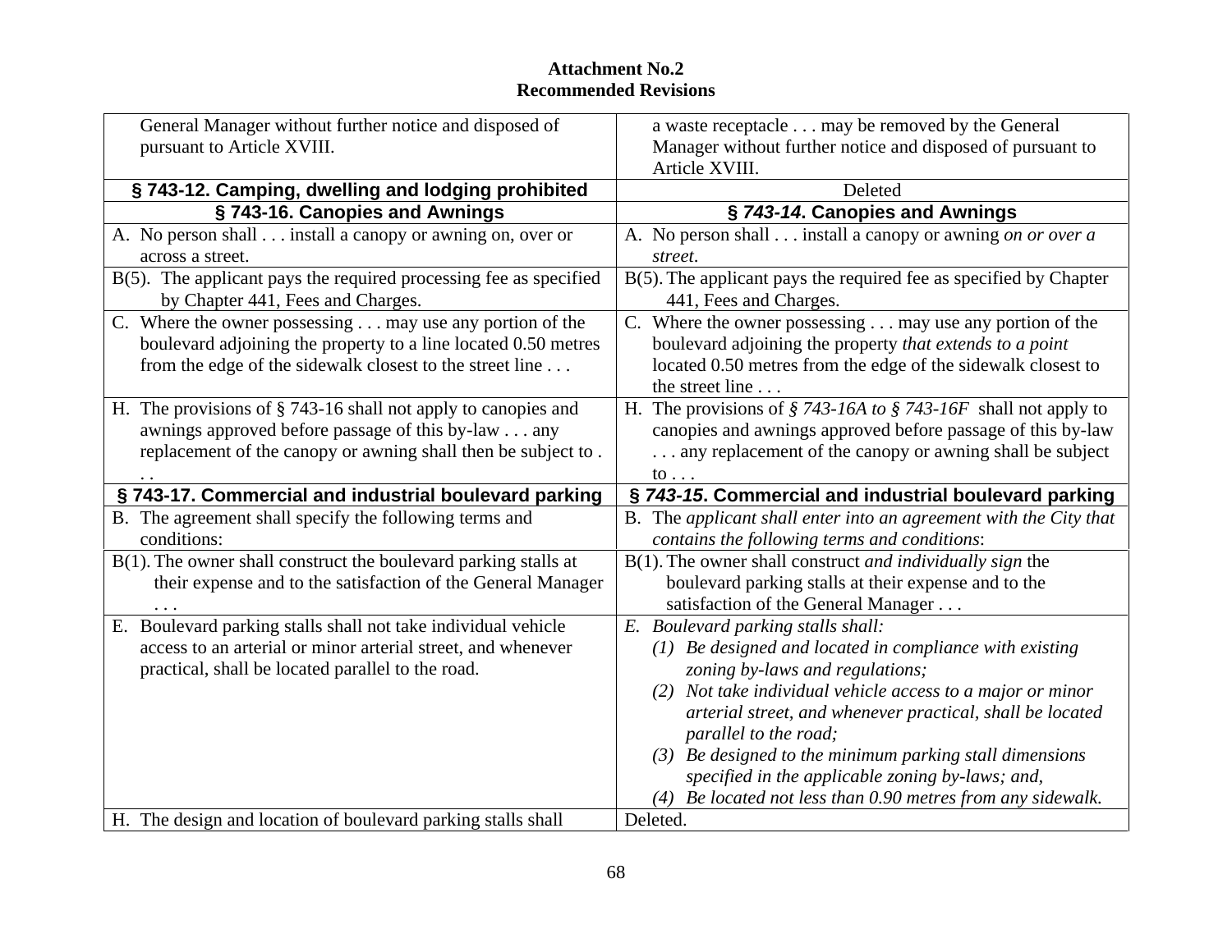**Attachment No.2**
**Recommended Revisions**

| | |
|---|---|
| General Manager without further notice and disposed of pursuant to Article XVIII. | a waste receptacle . . . may be removed by the General Manager without further notice and disposed of pursuant to Article XVIII. |
| **§ 743-12. Camping, dwelling and lodging prohibited** | Deleted |
| **§ 743-16. Canopies and Awnings** | **§ *743-14*. Canopies and Awnings** |
| A. No person shall . . . install a canopy or awning on, over or across a street. | A. No person shall . . . install a canopy or awning *on or over a street*. |
| B(5). The applicant pays the required processing fee as specified by Chapter 441, Fees and Charges. | B(5). The applicant pays the required fee as specified by Chapter 441, Fees and Charges. |
| C. Where the owner possessing . . . may use any portion of the boulevard adjoining the property to a line located 0.50 metres from the edge of the sidewalk closest to the street line . . . | C. Where the owner possessing . . . may use any portion of the boulevard adjoining the property *that extends to a point* located 0.50 metres from the edge of the sidewalk closest to the street line . . . |
| H. The provisions of § 743-16 shall not apply to canopies and awnings approved before passage of this by-law . . . any replacement of the canopy or awning shall then be subject to . . . | H. The provisions of *§ 743-16A to § 743-16F* shall not apply to canopies and awnings approved before passage of this by-law . . . any replacement of the canopy or awning shall be subject to . . . |
| **§ 743-17. Commercial and industrial boulevard parking** | **§ *743-15*. Commercial and industrial boulevard parking** |
| B. The agreement shall specify the following terms and conditions: | B. The *applicant shall enter into an agreement with the City that contains the following terms and conditions*: |
| B(1). The owner shall construct the boulevard parking stalls at their expense and to the satisfaction of the General Manager . . . | B(1). The owner shall construct *and individually sign* the boulevard parking stalls at their expense and to the satisfaction of the General Manager . . . |
| E. Boulevard parking stalls shall not take individual vehicle access to an arterial or minor arterial street, and whenever practical, shall be located parallel to the road. | *E. Boulevard parking stalls shall:*<br>*(1) Be designed and located in compliance with existing zoning by-laws and regulations;*<br>*(2) Not take individual vehicle access to a major or minor arterial street, and whenever practical, shall be located parallel to the road;*<br>*(3) Be designed to the minimum parking stall dimensions specified in the applicable zoning by-laws; and,*<br>*(4) Be located not less than 0.90 metres from any sidewalk.* |
| H. The design and location of boulevard parking stalls shall | Deleted. |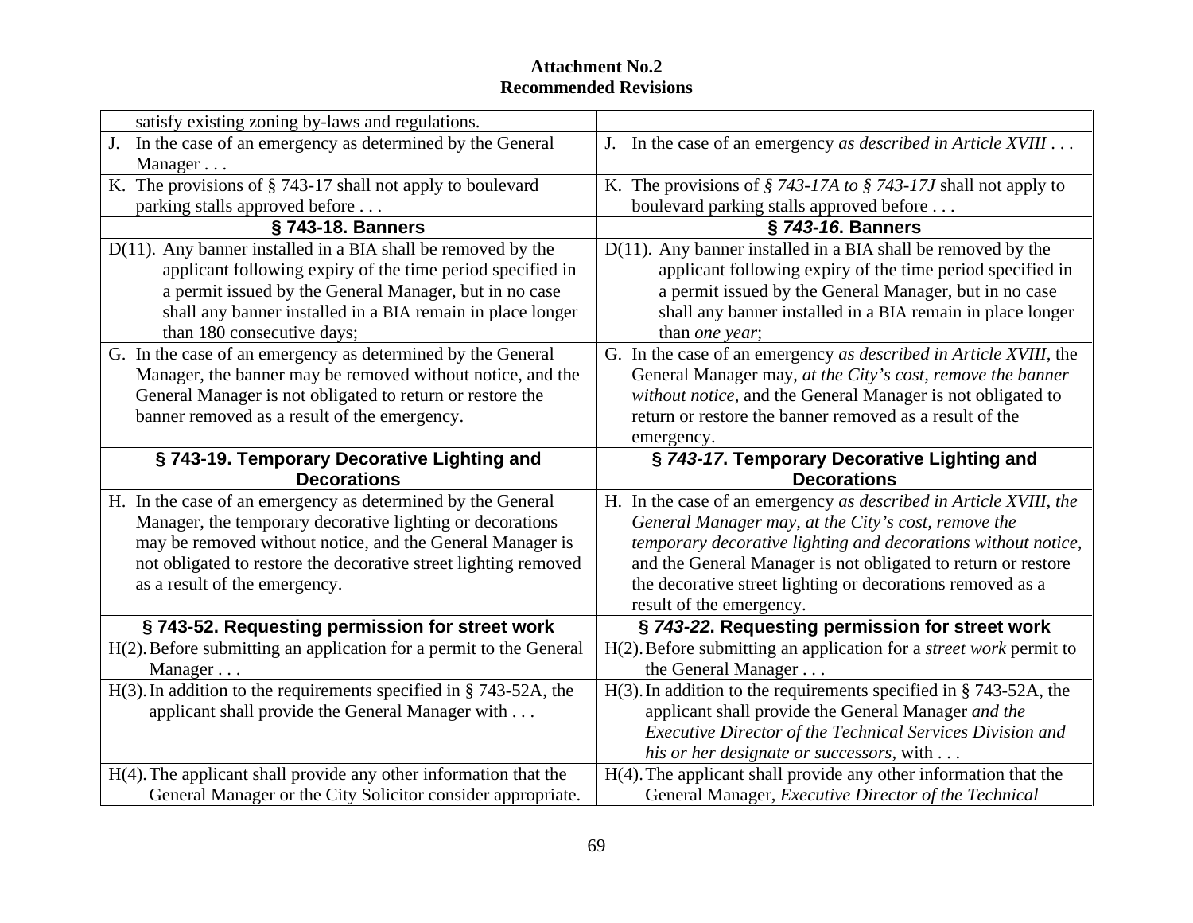**Attachment No.2**
**Recommended Revisions**

| | |
|---|---|
| satisfy existing zoning by-laws and regulations. | |
| J. In the case of an emergency as determined by the General Manager . . . | J. In the case of an emergency *as described in Article XVIII* . . . |
| K. The provisions of § 743-17 shall not apply to boulevard parking stalls approved before . . . | K. The provisions of *§ 743-17A to § 743-17J* shall not apply to boulevard parking stalls approved before . . . |
| **§ 743-18. Banners** | **§ *743-16*. Banners** |
| D(11). Any banner installed in a BIA shall be removed by the applicant following expiry of the time period specified in a permit issued by the General Manager, but in no case shall any banner installed in a BIA remain in place longer than 180 consecutive days; | D(11). Any banner installed in a BIA shall be removed by the applicant following expiry of the time period specified in a permit issued by the General Manager, but in no case shall any banner installed in a BIA remain in place longer than *one year*; |
| G. In the case of an emergency as determined by the General Manager, the banner may be removed without notice, and the General Manager is not obligated to return or restore the banner removed as a result of the emergency. | G. In the case of an emergency *as described in Article XVIII*, the General Manager may, *at the City's cost, remove the banner without notice*, and the General Manager is not obligated to return or restore the banner removed as a result of the emergency. |
| **§ 743-19. Temporary Decorative Lighting and Decorations** | **§ *743-17*. Temporary Decorative Lighting and Decorations** |
| H. In the case of an emergency as determined by the General Manager, the temporary decorative lighting or decorations may be removed without notice, and the General Manager is not obligated to restore the decorative street lighting removed as a result of the emergency. | H. In the case of an emergency *as described in Article XVIII, the General Manager may, at the City's cost, remove the temporary decorative lighting and decorations without notice*, and the General Manager is not obligated to return or restore the decorative street lighting or decorations removed as a result of the emergency. |
| **§ 743-52. Requesting permission for street work** | **§ *743-22*. Requesting permission for street work** |
| H(2). Before submitting an application for a permit to the General Manager . . . | H(2). Before submitting an application for a *street work* permit to the General Manager . . . |
| H(3). In addition to the requirements specified in § 743-52A, the applicant shall provide the General Manager with . . . | H(3). In addition to the requirements specified in § 743-52A, the applicant shall provide the General Manager *and the Executive Director of the Technical Services Division and his or her designate or successors*, with . . . |
| H(4). The applicant shall provide any other information that the General Manager or the City Solicitor consider appropriate. | H(4). The applicant shall provide any other information that the General Manager, *Executive Director of the Technical* |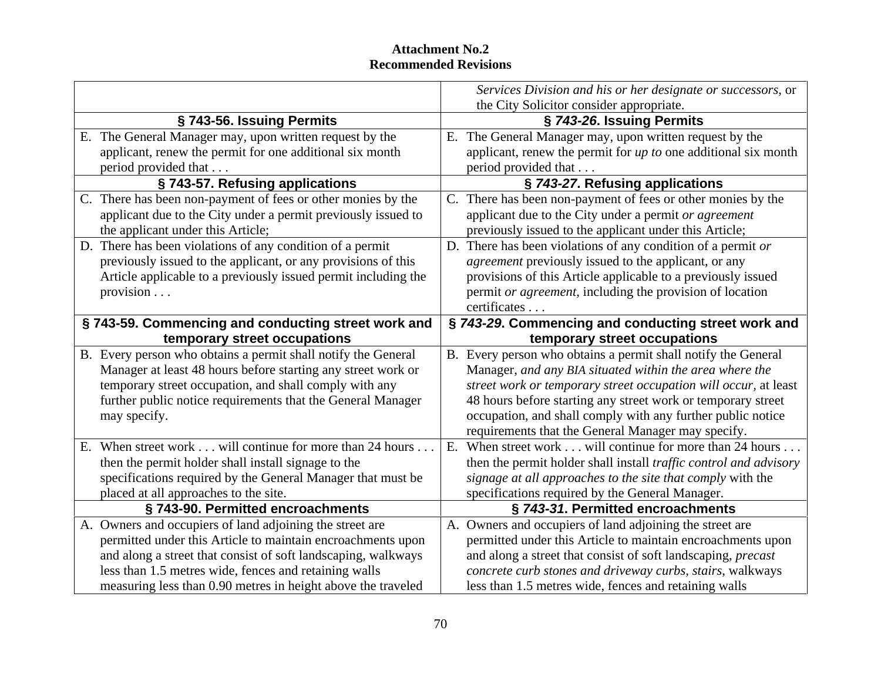**Attachment No.2**
**Recommended Revisions**

| | *Services Division and his or her designate or successors*, or the City Solicitor consider appropriate. |
|---|---|
| **§ 743-56. Issuing Permits** | **§ *743-26*. Issuing Permits** |
| E. The General Manager may, upon written request by the applicant, renew the permit for one additional six month period provided that . . . | E. The General Manager may, upon written request by the applicant, renew the permit for *up to* one additional six month period provided that . . . |
| **§ 743-57. Refusing applications** | **§ *743-27*. Refusing applications** |
| C. There has been non-payment of fees or other monies by the applicant due to the City under a permit previously issued to the applicant under this Article; | C. There has been non-payment of fees or other monies by the applicant due to the City under a permit *or agreement* previously issued to the applicant under this Article; |
| D. There has been violations of any condition of a permit previously issued to the applicant, or any provisions of this Article applicable to a previously issued permit including the provision . . . | D. There has been violations of any condition of a permit *or agreement* previously issued to the applicant, or any provisions of this Article applicable to a previously issued permit *or agreement*, including the provision of location certificates . . . |
| **§ 743-59. Commencing and conducting street work and temporary street occupations** | **§ *743-29*. Commencing and conducting street work and temporary street occupations** |
| B. Every person who obtains a permit shall notify the General Manager at least 48 hours before starting any street work or temporary street occupation, and shall comply with any further public notice requirements that the General Manager may specify. | B. Every person who obtains a permit shall notify the General Manager, *and any BIA situated within the area where the street work or temporary street occupation will occur,* at least 48 hours before starting any street work or temporary street occupation, and shall comply with any further public notice requirements that the General Manager may specify. |
| E. When street work . . . will continue for more than 24 hours . . . then the permit holder shall install signage to the specifications required by the General Manager that must be placed at all approaches to the site. | E. When street work . . . will continue for more than 24 hours . . . then the permit holder shall install *traffic control and advisory signage at all approaches to the site that comply* with the specifications required by the General Manager. |
| **§ 743-90. Permitted encroachments** | **§ *743-31*. Permitted encroachments** |
| A. Owners and occupiers of land adjoining the street are permitted under this Article to maintain encroachments upon and along a street that consist of soft landscaping, walkways less than 1.5 metres wide, fences and retaining walls measuring less than 0.90 metres in height above the traveled | A. Owners and occupiers of land adjoining the street are permitted under this Article to maintain encroachments upon and along a street that consist of soft landscaping, *precast concrete curb stones and driveway curbs, stairs,* walkways less than 1.5 metres wide, fences and retaining walls |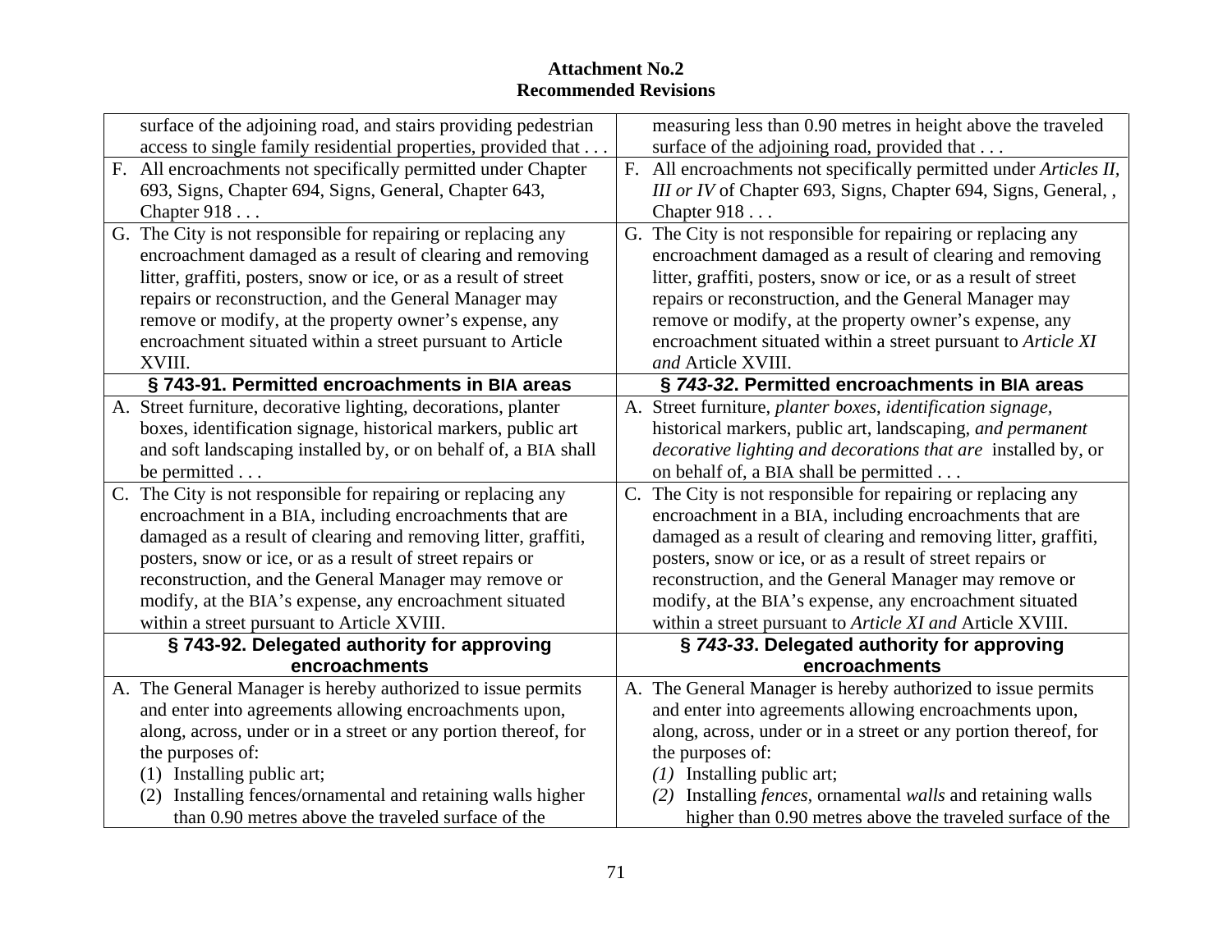**Attachment No.2**
**Recommended Revisions**

| | |
|---|---|
| surface of the adjoining road, and stairs providing pedestrian access to single family residential properties, provided that . . . | measuring less than 0.90 metres in height above the traveled surface of the adjoining road, provided that . . . |
| F. All encroachments not specifically permitted under Chapter 693, Signs, Chapter 694, Signs, General, Chapter 643, Chapter 918 . . . | F. All encroachments not specifically permitted under *Articles II, III or IV* of Chapter 693, Signs, Chapter 694, Signs, General, , Chapter 918 . . . |
| G. The City is not responsible for repairing or replacing any encroachment damaged as a result of clearing and removing litter, graffiti, posters, snow or ice, or as a result of street repairs or reconstruction, and the General Manager may remove or modify, at the property owner's expense, any encroachment situated within a street pursuant to Article XVIII. | G. The City is not responsible for repairing or replacing any encroachment damaged as a result of clearing and removing litter, graffiti, posters, snow or ice, or as a result of street repairs or reconstruction, and the General Manager may remove or modify, at the property owner's expense, any encroachment situated within a street pursuant to *Article XI and* Article XVIII. |
| **§ 743-91. Permitted encroachments in BIA areas** | **§ *743-32*. Permitted encroachments in BIA areas** |
| A. Street furniture, decorative lighting, decorations, planter boxes, identification signage, historical markers, public art and soft landscaping installed by, or on behalf of, a BIA shall be permitted . . . | A. Street furniture, *planter boxes*, *identification signage*, historical markers, public art, landscaping, *and permanent decorative lighting and decorations that are* installed by, or on behalf of, a BIA shall be permitted . . . |
| C. The City is not responsible for repairing or replacing any encroachment in a BIA, including encroachments that are damaged as a result of clearing and removing litter, graffiti, posters, snow or ice, or as a result of street repairs or reconstruction, and the General Manager may remove or modify, at the BIA's expense, any encroachment situated within a street pursuant to Article XVIII. | C. The City is not responsible for repairing or replacing any encroachment in a BIA, including encroachments that are damaged as a result of clearing and removing litter, graffiti, posters, snow or ice, or as a result of street repairs or reconstruction, and the General Manager may remove or modify, at the BIA's expense, any encroachment situated within a street pursuant to *Article XI and* Article XVIII. |
| **§ 743-92. Delegated authority for approving encroachments** | **§ *743-33*. Delegated authority for approving encroachments** |
| A. The General Manager is hereby authorized to issue permits and enter into agreements allowing encroachments upon, along, across, under or in a street or any portion thereof, for the purposes of:<br>(1) Installing public art;<br>(2) Installing fences/ornamental and retaining walls higher than 0.90 metres above the traveled surface of the | A. The General Manager is hereby authorized to issue permits and enter into agreements allowing encroachments upon, along, across, under or in a street or any portion thereof, for the purposes of:<br>*(1)* Installing public art;<br>*(2)* Installing *fences*, ornamental *walls* and retaining walls higher than 0.90 metres above the traveled surface of the |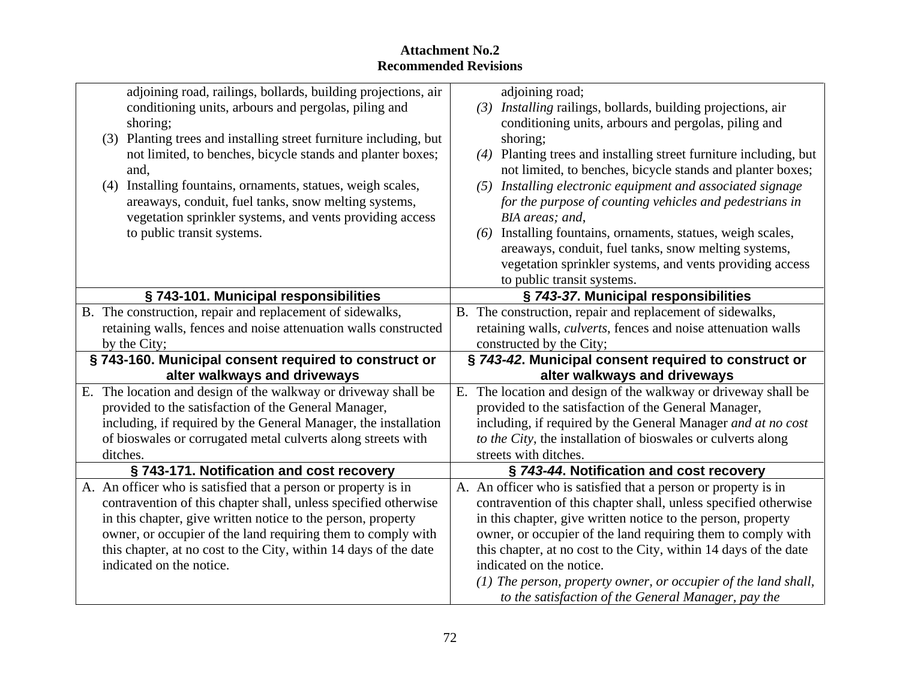**Attachment No.2**
**Recommended Revisions**

| | |
|---|---|
| adjoining road, railings, bollards, building projections, air conditioning units, arbours and pergolas, piling and shoring;<br>(3) Planting trees and installing street furniture including, but not limited, to benches, bicycle stands and planter boxes; and,<br>(4) Installing fountains, ornaments, statues, weigh scales, areaways, conduit, fuel tanks, snow melting systems, vegetation sprinkler systems, and vents providing access to public transit systems. | adjoining road;<br>*(3) Installing* railings, bollards, building projections, air conditioning units, arbours and pergolas, piling and shoring;<br>*(4)* Planting trees and installing street furniture including, but not limited, to benches, bicycle stands and planter boxes;<br>*(5) Installing electronic equipment and associated signage for the purpose of counting vehicles and pedestrians in BIA areas; and*,<br>*(6)* Installing fountains, ornaments, statues, weigh scales, areaways, conduit, fuel tanks, snow melting systems, vegetation sprinkler systems, and vents providing access to public transit systems. |
| **§ 743-101. Municipal responsibilities** | **§ *743-37*. Municipal responsibilities** |
| B. The construction, repair and replacement of sidewalks, retaining walls, fences and noise attenuation walls constructed by the City; | B. The construction, repair and replacement of sidewalks, retaining walls, *culverts*, fences and noise attenuation walls constructed by the City; |
| **§ 743-160. Municipal consent required to construct or alter walkways and driveways** | **§ *743-42*. Municipal consent required to construct or alter walkways and driveways** |
| E. The location and design of the walkway or driveway shall be provided to the satisfaction of the General Manager, including, if required by the General Manager, the installation of bioswales or corrugated metal culverts along streets with ditches. | E. The location and design of the walkway or driveway shall be provided to the satisfaction of the General Manager, including, if required by the General Manager *and at no cost to the City*, the installation of bioswales or culverts along streets with ditches. |
| **§ 743-171. Notification and cost recovery** | **§ *743-44*. Notification and cost recovery** |
| A. An officer who is satisfied that a person or property is in contravention of this chapter shall, unless specified otherwise in this chapter, give written notice to the person, property owner, or occupier of the land requiring them to comply with this chapter, at no cost to the City, within 14 days of the date indicated on the notice. | A. An officer who is satisfied that a person or property is in contravention of this chapter shall, unless specified otherwise in this chapter, give written notice to the person, property owner, or occupier of the land requiring them to comply with this chapter, at no cost to the City, within 14 days of the date indicated on the notice.<br>*(1) The person, property owner, or occupier of the land shall, to the satisfaction of the General Manager, pay the* |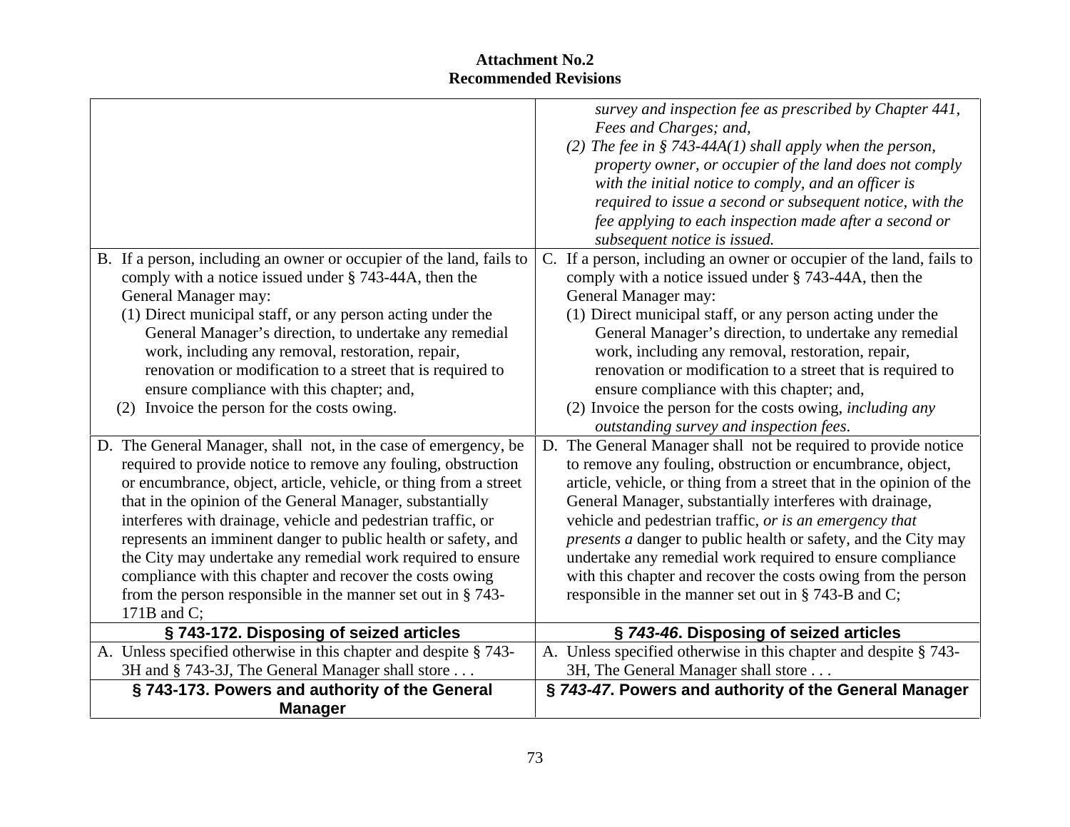**Attachment No.2**
**Recommended Revisions**

| | |
|---|---|
| | *survey and inspection fee as prescribed by Chapter 441, Fees and Charges; and,*<br>*(2) The fee in § 743-44A(1) shall apply when the person, property owner, or occupier of the land does not comply with the initial notice to comply, and an officer is required to issue a second or subsequent notice, with the fee applying to each inspection made after a second or subsequent notice is issued.* |
| B. If a person, including an owner or occupier of the land, fails to comply with a notice issued under § 743-44A, then the General Manager may:<br>(1) Direct municipal staff, or any person acting under the General Manager's direction, to undertake any remedial work, including any removal, restoration, repair, renovation or modification to a street that is required to ensure compliance with this chapter; and,<br>(2) Invoice the person for the costs owing. | C. If a person, including an owner or occupier of the land, fails to comply with a notice issued under § 743-44A, then the General Manager may:<br>(1) Direct municipal staff, or any person acting under the General Manager's direction, to undertake any remedial work, including any removal, restoration, repair, renovation or modification to a street that is required to ensure compliance with this chapter; and,<br>(2) Invoice the person for the costs owing, *including any outstanding survey and inspection fees*. |
| D. The General Manager, shall not, in the case of emergency, be required to provide notice to remove any fouling, obstruction or encumbrance, object, article, vehicle, or thing from a street that in the opinion of the General Manager, substantially interferes with drainage, vehicle and pedestrian traffic, or represents an imminent danger to public health or safety, and the City may undertake any remedial work required to ensure compliance with this chapter and recover the costs owing from the person responsible in the manner set out in § 743-171B and C; | D. The General Manager shall not be required to provide notice to remove any fouling, obstruction or encumbrance, object, article, vehicle, or thing from a street that in the opinion of the General Manager, substantially interferes with drainage, vehicle and pedestrian traffic, *or is an emergency that presents a* danger to public health or safety, and the City may undertake any remedial work required to ensure compliance with this chapter and recover the costs owing from the person responsible in the manner set out in § 743-B and C; |
| **§ 743-172. Disposing of seized articles** | **§ *743-46*. Disposing of seized articles** |
| A. Unless specified otherwise in this chapter and despite § 743-3H and § 743-3J, The General Manager shall store . . . | A. Unless specified otherwise in this chapter and despite § 743-3H, The General Manager shall store . . . |
| **§ 743-173. Powers and authority of the General Manager** | **§ *743-47*. Powers and authority of the General Manager** |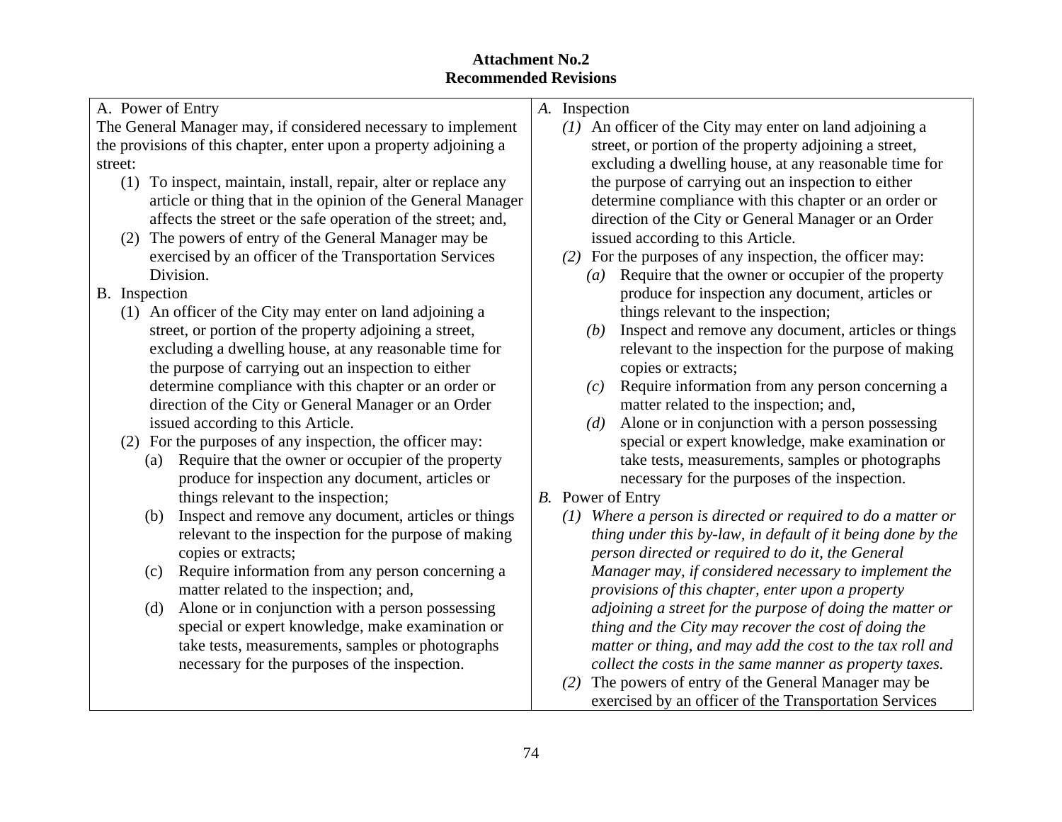**Attachment No.2**
**Recommended Revisions**

| | |
|---|---|
| A. Power of Entry<br>The General Manager may, if considered necessary to implement the provisions of this chapter, enter upon a property adjoining a street:<br>(1) To inspect, maintain, install, repair, alter or replace any article or thing that in the opinion of the General Manager affects the street or the safe operation of the street; and,<br>(2) The powers of entry of the General Manager may be exercised by an officer of the Transportation Services Division.<br>B. Inspection<br>(1) An officer of the City may enter on land adjoining a street, or portion of the property adjoining a street, excluding a dwelling house, at any reasonable time for the purpose of carrying out an inspection to either determine compliance with this chapter or an order or direction of the City or General Manager or an Order issued according to this Article.<br>(2) For the purposes of any inspection, the officer may:<br>(a) Require that the owner or occupier of the property produce for inspection any document, articles or things relevant to the inspection;<br>(b) Inspect and remove any document, articles or things relevant to the inspection for the purpose of making copies or extracts;<br>(c) Require information from any person concerning a matter related to the inspection; and,<br>(d) Alone or in conjunction with a person possessing special or expert knowledge, make examination or take tests, measurements, samples or photographs necessary for the purposes of the inspection. | *A.* Inspection<br>*(1)* An officer of the City may enter on land adjoining a street, or portion of the property adjoining a street, excluding a dwelling house, at any reasonable time for the purpose of carrying out an inspection to either determine compliance with this chapter or an order or direction of the City or General Manager or an Order issued according to this Article.<br>*(2)* For the purposes of any inspection, the officer may:<br>*(a)* Require that the owner or occupier of the property produce for inspection any document, articles or things relevant to the inspection;<br>*(b)* Inspect and remove any document, articles or things relevant to the inspection for the purpose of making copies or extracts;<br>*(c)* Require information from any person concerning a matter related to the inspection; and,<br>*(d)* Alone or in conjunction with a person possessing special or expert knowledge, make examination or take tests, measurements, samples or photographs necessary for the purposes of the inspection.<br>*B.* Power of Entry<br>*(1) Where a person is directed or required to do a matter or thing under this by-law, in default of it being done by the person directed or required to do it, the General Manager may, if considered necessary to implement the provisions of this chapter, enter upon a property adjoining a street for the purpose of doing the matter or thing and the City may recover the cost of doing the matter or thing, and may add the cost to the tax roll and collect the costs in the same manner as property taxes.*<br>*(2)* The powers of entry of the General Manager may be exercised by an officer of the Transportation Services |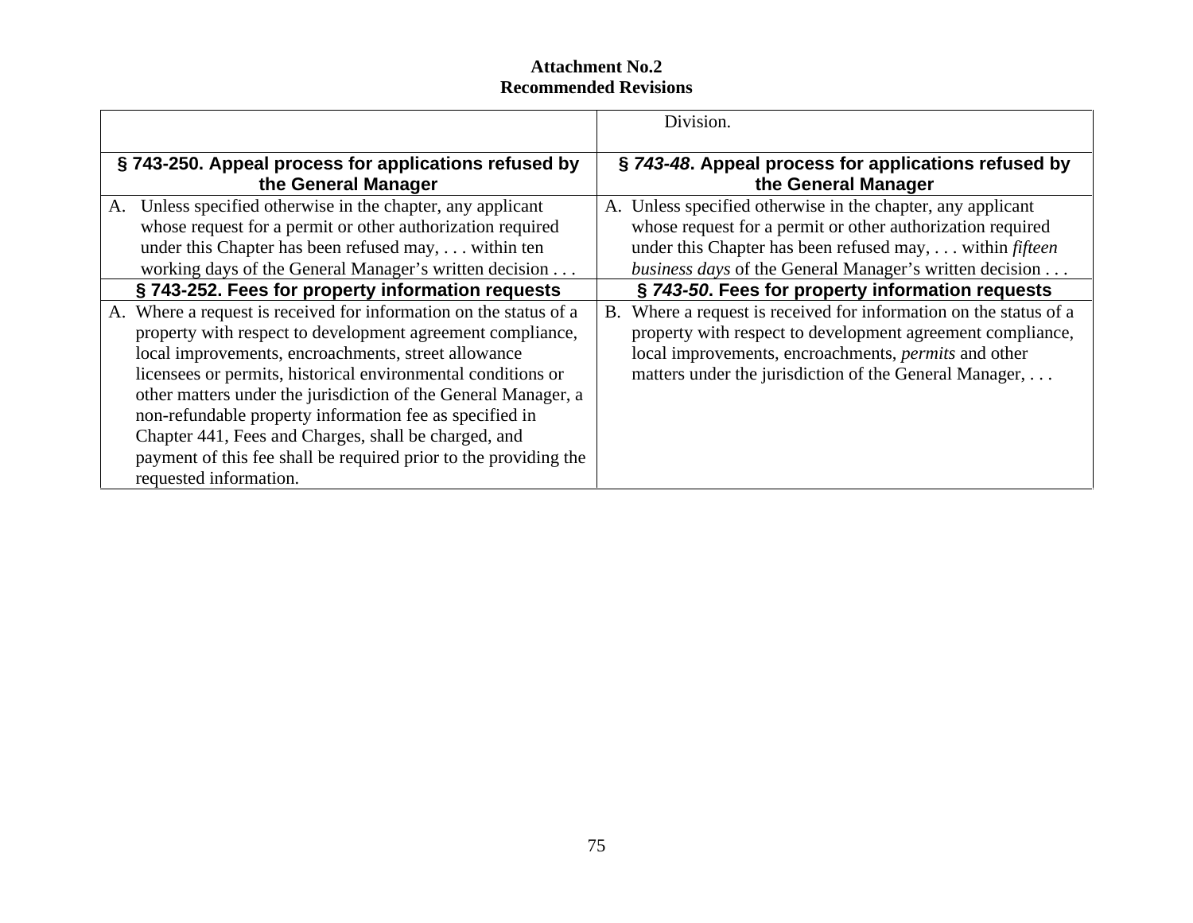**Attachment No.2**
**Recommended Revisions**

| | |
|---|---|
| | Division. |
| **§ 743-250. Appeal process for applications refused by the General Manager** | **§ *743-48*. Appeal process for applications refused by the General Manager** |
| A. Unless specified otherwise in the chapter, any applicant whose request for a permit or other authorization required under this Chapter has been refused may, . . . within ten working days of the General Manager's written decision . . . | A. Unless specified otherwise in the chapter, any applicant whose request for a permit or other authorization required under this Chapter has been refused may, . . . within *fifteen business days* of the General Manager's written decision . . . |
| **§ 743-252. Fees for property information requests** | **§ *743-50*. Fees for property information requests** |
| A. Where a request is received for information on the status of a property with respect to development agreement compliance, local improvements, encroachments, street allowance licensees or permits, historical environmental conditions or other matters under the jurisdiction of the General Manager, a non-refundable property information fee as specified in Chapter 441, Fees and Charges, shall be charged, and payment of this fee shall be required prior to the providing the requested information. | B. Where a request is received for information on the status of a property with respect to development agreement compliance, local improvements, encroachments, *permits* and other matters under the jurisdiction of the General Manager, . . . |